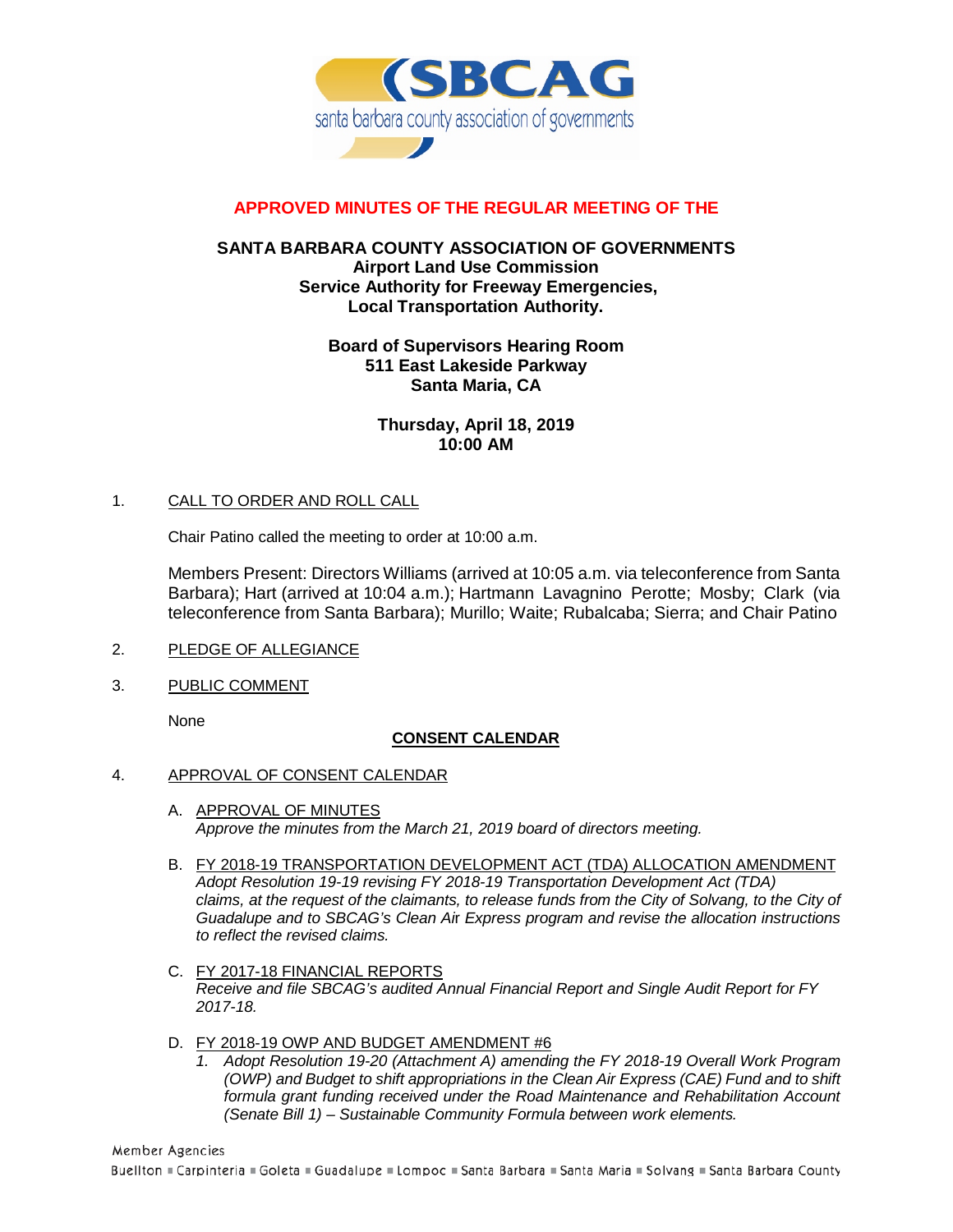# APPROVED MINUTES OF THE REGULAR MEETING OF THE

## SANTA BARBARA COUNTY ASSOCIATION OF GOVERNMENTS

**Airport Land Use Commission**
**Service Authority for Freeway Emergencies,**
**Local Transportation Authority.**

**Board of Supervisors Hearing Room**
**511 East Lakeside Parkway**
**Santa Maria, CA**

**Thursday, April 18, 2019**
**10:00 AM**

1. CALL TO ORDER AND ROLL CALL

   Chair Patino called the meeting to order at 10:00 a.m.

   Members Present: Directors Williams (arrived at 10:05 a.m. via teleconference from Santa Barbara); Hart (arrived at 10:04 a.m.); Hartmann Lavagnino Perotte; Mosby; Clark (via teleconference from Santa Barbara); Murillo; Waite; Rubalcaba; Sierra; and Chair Patino

2. PLEDGE OF ALLEGIANCE

3. PUBLIC COMMENT

   None

**CONSENT CALENDAR**

4. APPROVAL OF CONSENT CALENDAR

   A. APPROVAL OF MINUTES
   *Approve the minutes from the March 21, 2019 board of directors meeting.*

   B. FY 2018-19 TRANSPORTATION DEVELOPMENT ACT (TDA) ALLOCATION AMENDMENT
   *Adopt Resolution 19-19 revising FY 2018-19 Transportation Development Act (TDA) claims, at the request of the claimants, to release funds from the City of Solvang, to the City of Guadalupe and to SBCAG's Clean Air Express program and revise the allocation instructions to reflect the revised claims.*

   C. FY 2017-18 FINANCIAL REPORTS
   *Receive and file SBCAG's audited Annual Financial Report and Single Audit Report for FY 2017-18.*

   D. FY 2018-19 OWP AND BUDGET AMENDMENT #6
   1. *Adopt Resolution 19-20 (Attachment A) amending the FY 2018-19 Overall Work Program (OWP) and Budget to shift appropriations in the Clean Air Express (CAE) Fund and to shift formula grant funding received under the Road Maintenance and Rehabilitation Account (Senate Bill 1) – Sustainable Community Formula between work elements.*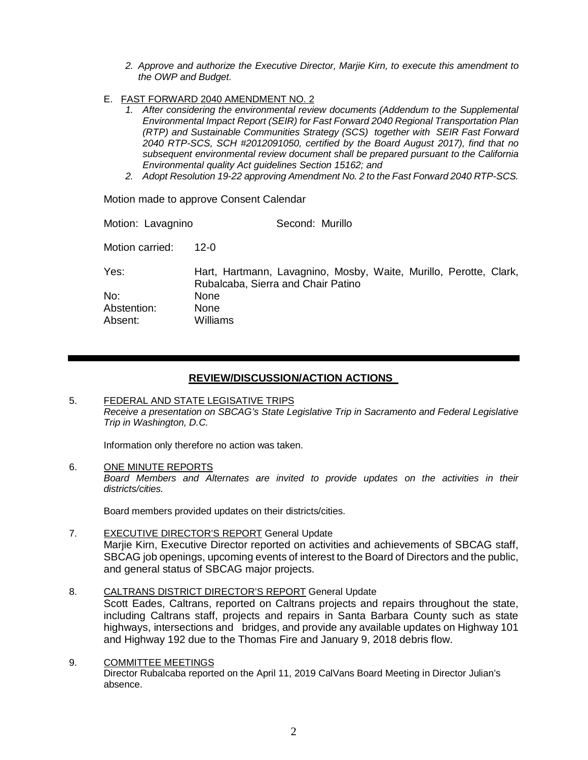*2. Approve and authorize the Executive Director, Marjie Kirn, to execute this amendment to the OWP and Budget.*

E. FAST FORWARD 2040 AMENDMENT NO. 2

*1. After considering the environmental review documents (Addendum to the Supplemental Environmental Impact Report (SEIR) for Fast Forward 2040 Regional Transportation Plan (RTP) and Sustainable Communities Strategy (SCS) together with SEIR Fast Forward 2040 RTP-SCS, SCH #2012091050, certified by the Board August 2017), find that no subsequent environmental review document shall be prepared pursuant to the California Environmental quality Act guidelines Section 15162; and*

*2. Adopt Resolution 19-22 approving Amendment No. 2 to the Fast Forward 2040 RTP-SCS.*

Motion made to approve Consent Calendar

Motion: Lavagnino Second: Murillo

Motion carried: 12-0

Yes: Hart, Hartmann, Lavagnino, Mosby, Waite, Murillo, Perotte, Clark, Rubalcaba, Sierra and Chair Patino
No: None
Abstention: None
Absent: Williams

---

## REVIEW/DISCUSSION/ACTION ACTIONS

5. FEDERAL AND STATE LEGISLATIVE TRIPS
*Receive a presentation on SBCAG's State Legislative Trip in Sacramento and Federal Legislative Trip in Washington, D.C.*

Information only therefore no action was taken.

6. ONE MINUTE REPORTS
*Board Members and Alternates are invited to provide updates on the activities in their districts/cities.*

Board members provided updates on their districts/cities.

7. EXECUTIVE DIRECTOR'S REPORT General Update
Marjie Kirn, Executive Director reported on activities and achievements of SBCAG staff, SBCAG job openings, upcoming events of interest to the Board of Directors and the public, and general status of SBCAG major projects.

8. CALTRANS DISTRICT DIRECTOR'S REPORT General Update
Scott Eades, Caltrans, reported on Caltrans projects and repairs throughout the state, including Caltrans staff, projects and repairs in Santa Barbara County such as state highways, intersections and bridges, and provide any available updates on Highway 101 and Highway 192 due to the Thomas Fire and January 9, 2018 debris flow.

9. COMMITTEE MEETINGS
Director Rubalcaba reported on the April 11, 2019 CalVans Board Meeting in Director Julian's absence.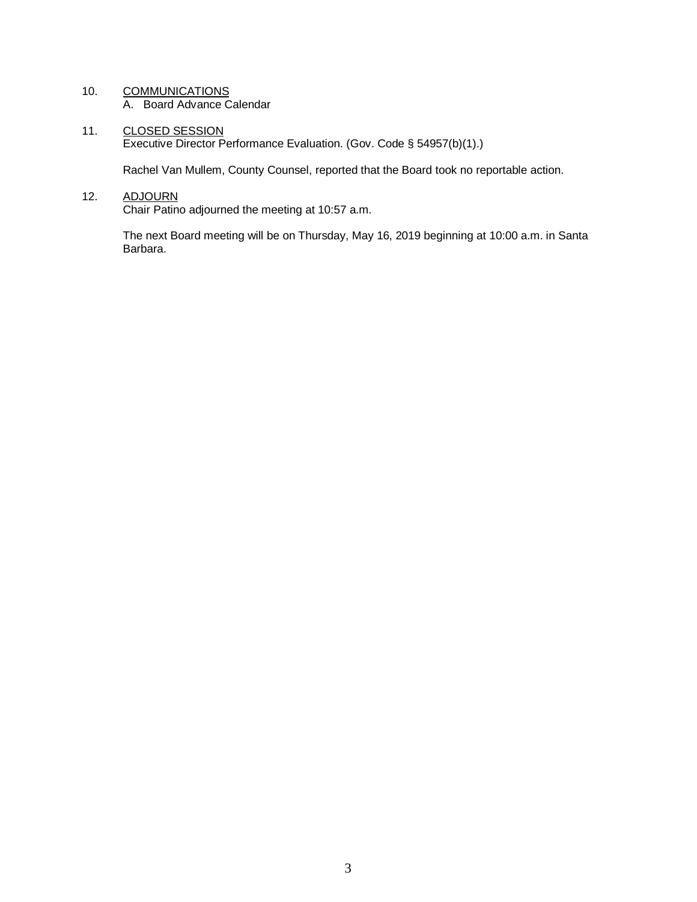10. <u>COMMUNICATIONS</u>
    A. Board Advance Calendar

11. <u>CLOSED SESSION</u>
    Executive Director Performance Evaluation. (Gov. Code § 54957(b)(1).)

    Rachel Van Mullem, County Counsel, reported that the Board took no reportable action.

12. <u>ADJOURN</u>
    Chair Patino adjourned the meeting at 10:57 a.m.

    The next Board meeting will be on Thursday, May 16, 2019 beginning at 10:00 a.m. in Santa Barbara.